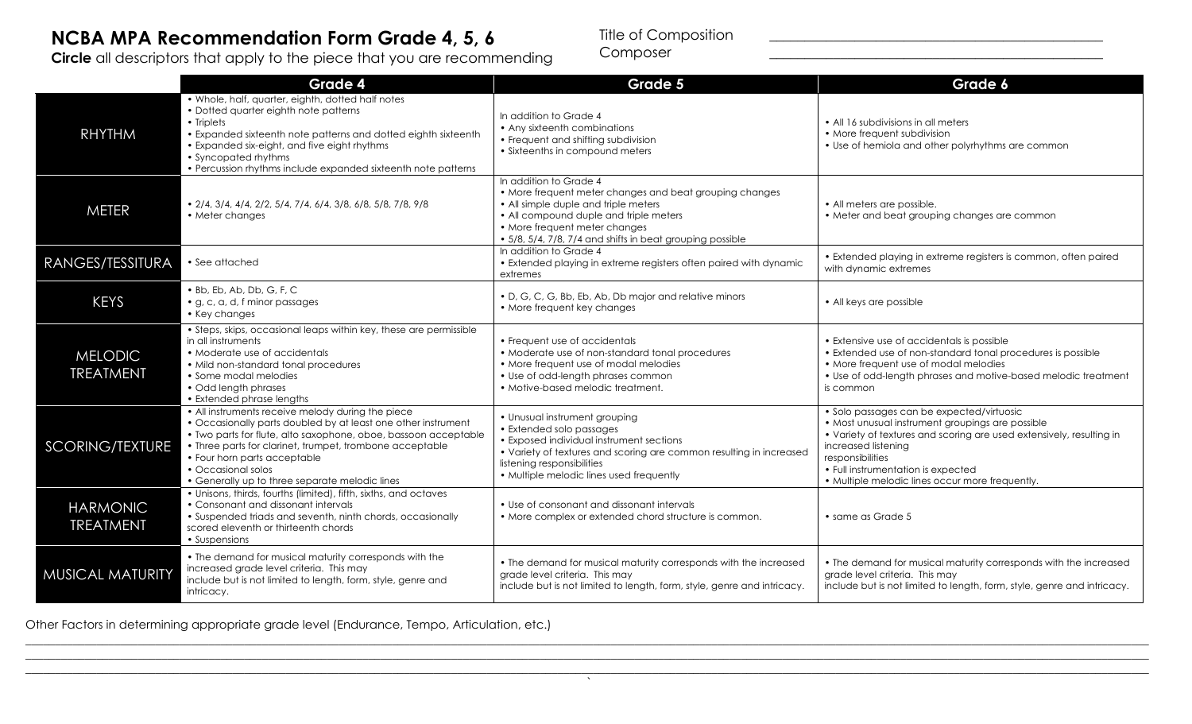# NCBA MPA Recommendation Form Grade 4, 5, 6

**Circle** all descriptors that apply to the piece that you are recommending

Title of Composition ________________________________

Composer ________________________________

| | Grade 4 | Grade 5 | Grade 6 |
|---|---|---|---|
| RHYTHM | • Whole, half, quarter, eighth, dotted half notes<br>• Dotted quarter eighth note patterns<br>• Triplets<br>• Expanded sixteenth note patterns and dotted eighth sixteenth<br>• Expanded six-eight, and five eight rhythms<br>• Syncopated rhythms<br>• Percussion rhythms include expanded sixteenth note patterns | In addition to Grade 4<br>• Any sixteenth combinations<br>• Frequent and shifting subdivision<br>• Sixteenths in compound meters | • All 16 subdivisions in all meters<br>• More frequent subdivision<br>• Use of hemiola and other polyrhythms are common |
| METER | • 2/4, 3/4, 4/4, 2/2, 5/4, 7/4, 6/4, 3/8, 6/8, 5/8, 7/8, 9/8<br>• Meter changes | In addition to Grade 4<br>• More frequent meter changes and beat grouping changes<br>• All simple duple and triple meters<br>• All compound duple and triple meters<br>• More frequent meter changes<br>• 5/8, 5/4, 7/8, 7/4 and shifts in beat grouping possible | • All meters are possible.<br>• Meter and beat grouping changes are common |
| RANGES/TESSITURA | • See attached | In addition to Grade 4<br>• Extended playing in extreme registers often paired with dynamic extremes | • Extended playing in extreme registers is common, often paired with dynamic extremes |
| KEYS | • Bb, Eb, Ab, Db, G, F, C<br>• g, c, a, d, f minor passages<br>• Key changes | • D, G, C, G, Bb, Eb, Ab, Db major and relative minors<br>• More frequent key changes | • All keys are possible |
| MELODIC TREATMENT | • Steps, skips, occasional leaps within key, these are permissible in all instruments<br>• Moderate use of accidentals<br>• Mild non-standard tonal procedures<br>• Some modal melodies<br>• Odd length phrases<br>• Extended phrase lengths | • Frequent use of accidentals<br>• Moderate use of non-standard tonal procedures<br>• More frequent use of modal melodies<br>• Use of odd-length phrases common<br>• Motive-based melodic treatment. | • Extensive use of accidentals is possible<br>• Extended use of non-standard tonal procedures is possible<br>• More frequent use of modal melodies<br>• Use of odd-length phrases and motive-based melodic treatment is common |
| SCORING/TEXTURE | • All instruments receive melody during the piece<br>• Occasionally parts doubled by at least one other instrument<br>• Two parts for flute, alto saxophone, oboe, bassoon acceptable<br>• Three parts for clarinet, trumpet, trombone acceptable<br>• Four horn parts acceptable<br>• Occasional solos<br>• Generally up to three separate melodic lines | • Unusual instrument grouping<br>• Extended solo passages<br>• Exposed individual instrument sections<br>• Variety of textures and scoring are common resulting in increased listening responsibilities<br>• Multiple melodic lines used frequently | • Solo passages can be expected/virtuosic<br>• Most unusual instrument groupings are possible<br>• Variety of textures and scoring are used extensively, resulting in increased listening responsibilities<br>• Full instrumentation is expected<br>• Multiple melodic lines occur more frequently. |
| HARMONIC TREATMENT | • Unisons, thirds, fourths (limited), fifth, sixths, and octaves<br>• Consonant and dissonant intervals<br>• Suspended triads and seventh, ninth chords, occasionally scored eleventh or thirteenth chords<br>• Suspensions | • Use of consonant and dissonant intervals<br>• More complex or extended chord structure is common. | • same as Grade 5 |
| MUSICAL MATURITY | • The demand for musical maturity corresponds with the increased grade level criteria. This may include but is not limited to length, form, style, genre and intricacy. | • The demand for musical maturity corresponds with the increased grade level criteria. This may include but is not limited to length, form, style, genre and intricacy. | • The demand for musical maturity corresponds with the increased grade level criteria. This may include but is not limited to length, form, style, genre and intricacy. |

Other Factors in determining appropriate grade level (Endurance, Tempo, Articulation, etc.)

________________________________________________________________________________

________________________________________________________________________________

________________________________________________________________________________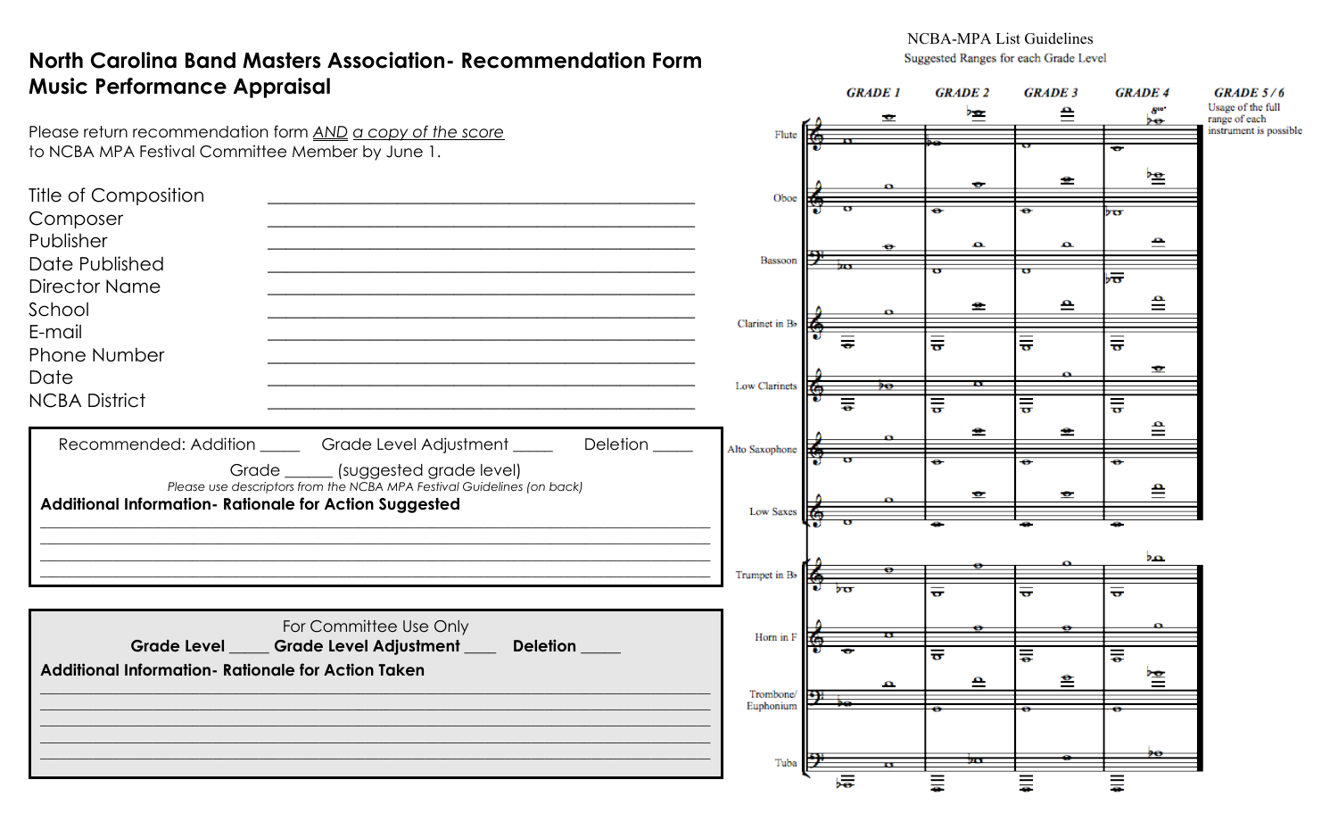# North Carolina Band Masters Association- Recommendation Form Music Performance Appraisal

Please return recommendation form *AND* *a copy of the score* to NCBA MPA Festival Committee Member by June 1.

Title of Composition ______________________________

Composer ______________________________

Publisher ______________________________

Date Published ______________________________

Director Name ______________________________

School ______________________________

E-mail ______________________________

Phone Number ______________________________

Date ______________________________

NCBA District ______________________________

Recommended: Addition _____ Grade Level Adjustment _____ Deletion _____

Grade ______ (suggested grade level)

*Please use descriptors from the NCBA MPA Festival Guidelines (on back)*

**Additional Information- Rationale for Action Suggested**

________________________________________________

________________________________________________

________________________________________________

________________________________________________

For Committee Use Only

**Grade Level _____ Grade Level Adjustment ____ Deletion _____**

**Additional Information- Rationale for Action Taken**

________________________________________________

________________________________________________

________________________________________________

________________________________________________

________________________________________________

NCBA-MPA List Guidelines

Suggested Ranges for each Grade Level

GRADE 1

GRADE 2

GRADE 3

GRADE 4

GRADE 5 / 6

Usage of the full range of each instrument is possible

Flute

Oboe

Bassoon

Clarinet in B♭

Low Clarinets

Alto Saxophone

Low Saxes

Trumpet in B♭

Horn in F

Trombone/ Euphonium

Tuba